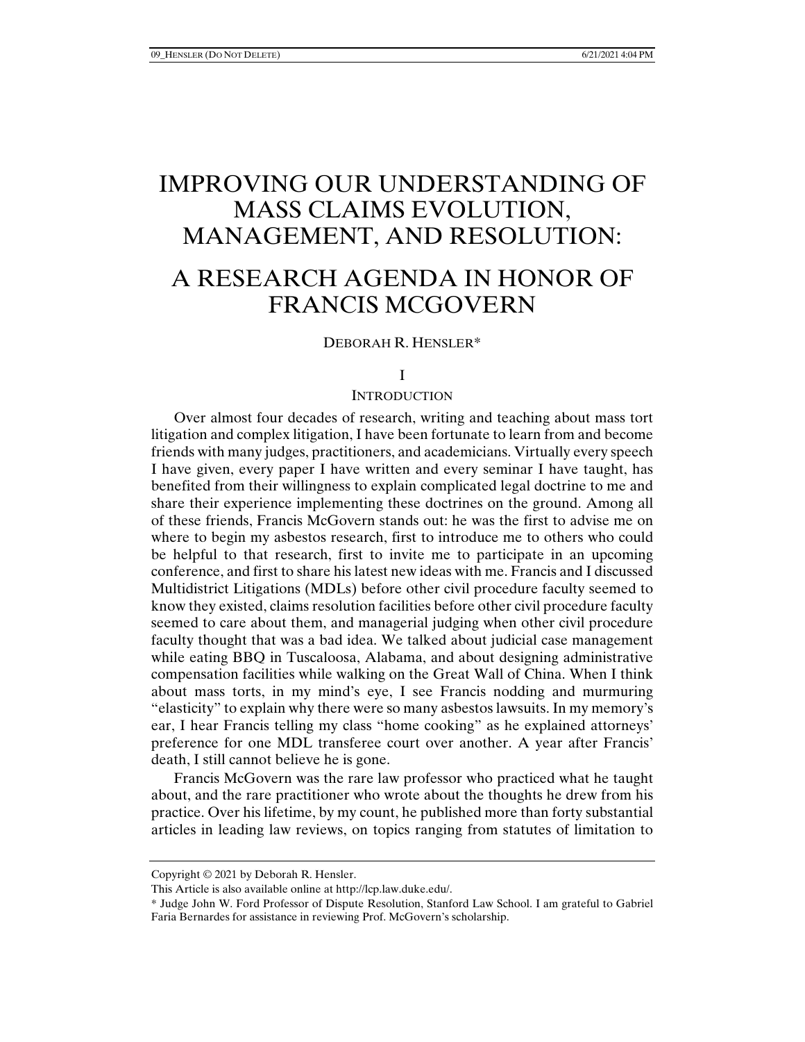# IMPROVING OUR UNDERSTANDING OF MASS CLAIMS EVOLUTION, MANAGEMENT, AND RESOLUTION:

# A RESEARCH AGENDA IN HONOR OF FRANCIS MCGOVERN

DEBORAH R. HENSLER*

## I

## INTRODUCTION

Over almost four decades of research, writing and teaching about mass tort litigation and complex litigation, I have been fortunate to learn from and become friends with many judges, practitioners, and academicians. Virtually every speech I have given, every paper I have written and every seminar I have taught, has benefited from their willingness to explain complicated legal doctrine to me and share their experience implementing these doctrines on the ground. Among all of these friends, Francis McGovern stands out: he was the first to advise me on where to begin my asbestos research, first to introduce me to others who could be helpful to that research, first to invite me to participate in an upcoming conference, and first to share his latest new ideas with me. Francis and I discussed Multidistrict Litigations (MDLs) before other civil procedure faculty seemed to know they existed, claims resolution facilities before other civil procedure faculty seemed to care about them, and managerial judging when other civil procedure faculty thought that was a bad idea. We talked about judicial case management while eating BBQ in Tuscaloosa, Alabama, and about designing administrative compensation facilities while walking on the Great Wall of China. When I think about mass torts, in my mind's eye, I see Francis nodding and murmuring "elasticity" to explain why there were so many asbestos lawsuits. In my memory's ear, I hear Francis telling my class "home cooking" as he explained attorneys' preference for one MDL transferee court over another. A year after Francis' death, I still cannot believe he is gone.

Francis McGovern was the rare law professor who practiced what he taught about, and the rare practitioner who wrote about the thoughts he drew from his practice. Over his lifetime, by my count, he published more than forty substantial articles in leading law reviews, on topics ranging from statutes of limitation to

---

Copyright © 2021 by Deborah R. Hensler.

This Article is also available online at http://lcp.law.duke.edu/.

* Judge John W. Ford Professor of Dispute Resolution, Stanford Law School. I am grateful to Gabriel Faria Bernardes for assistance in reviewing Prof. McGovern's scholarship.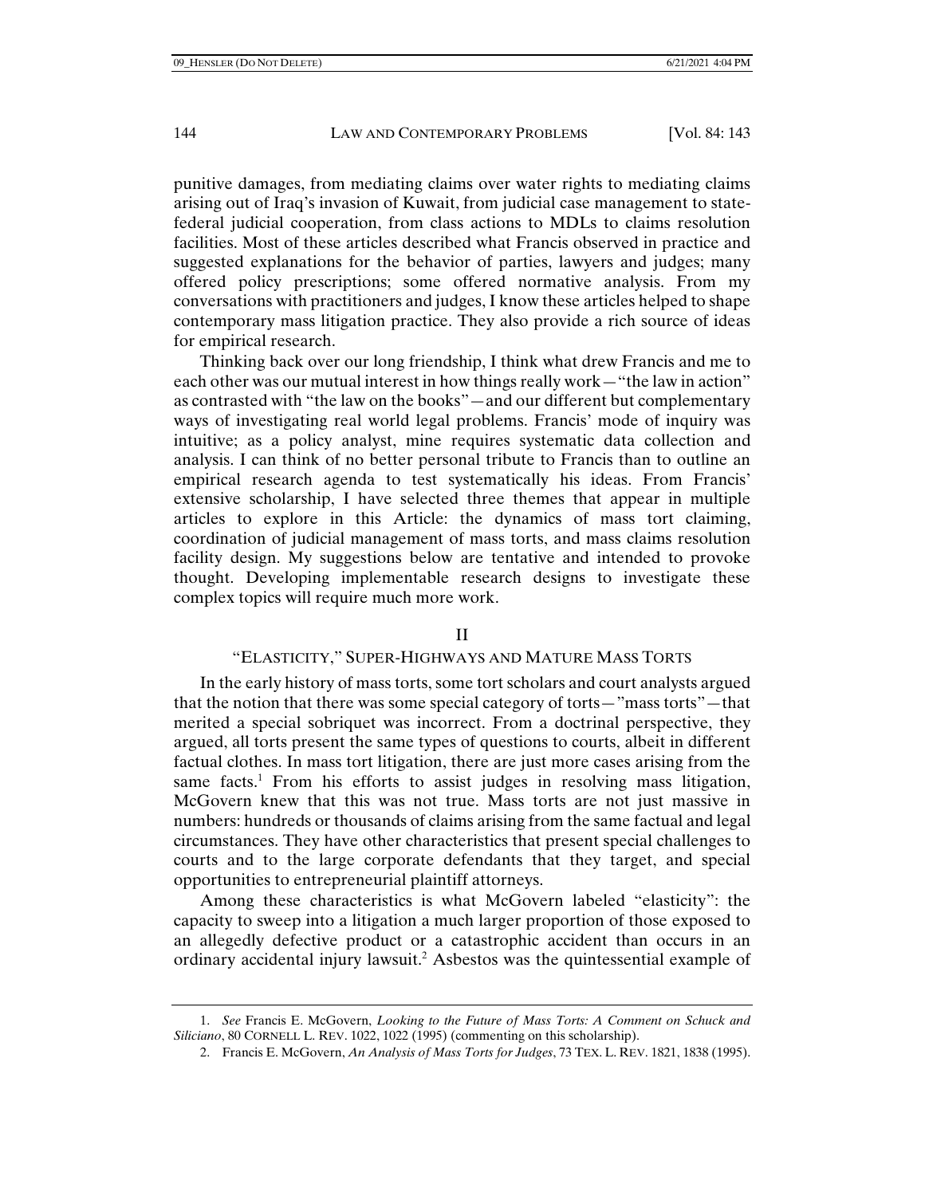punitive damages, from mediating claims over water rights to mediating claims arising out of Iraq's invasion of Kuwait, from judicial case management to state-federal judicial cooperation, from class actions to MDLs to claims resolution facilities. Most of these articles described what Francis observed in practice and suggested explanations for the behavior of parties, lawyers and judges; many offered policy prescriptions; some offered normative analysis. From my conversations with practitioners and judges, I know these articles helped to shape contemporary mass litigation practice. They also provide a rich source of ideas for empirical research.

Thinking back over our long friendship, I think what drew Francis and me to each other was our mutual interest in how things really work—"the law in action" as contrasted with "the law on the books"—and our different but complementary ways of investigating real world legal problems. Francis' mode of inquiry was intuitive; as a policy analyst, mine requires systematic data collection and analysis. I can think of no better personal tribute to Francis than to outline an empirical research agenda to test systematically his ideas. From Francis' extensive scholarship, I have selected three themes that appear in multiple articles to explore in this Article: the dynamics of mass tort claiming, coordination of judicial management of mass torts, and mass claims resolution facility design. My suggestions below are tentative and intended to provoke thought. Developing implementable research designs to investigate these complex topics will require much more work.

## II

## "ELASTICITY," SUPER-HIGHWAYS AND MATURE MASS TORTS

In the early history of mass torts, some tort scholars and court analysts argued that the notion that there was some special category of torts—"mass torts"—that merited a special sobriquet was incorrect. From a doctrinal perspective, they argued, all torts present the same types of questions to courts, albeit in different factual clothes. In mass tort litigation, there are just more cases arising from the same facts.[1] From his efforts to assist judges in resolving mass litigation, McGovern knew that this was not true. Mass torts are not just massive in numbers: hundreds or thousands of claims arising from the same factual and legal circumstances. They have other characteristics that present special challenges to courts and to the large corporate defendants that they target, and special opportunities to entrepreneurial plaintiff attorneys.

Among these characteristics is what McGovern labeled "elasticity": the capacity to sweep into a litigation a much larger proportion of those exposed to an allegedly defective product or a catastrophic accident than occurs in an ordinary accidental injury lawsuit.[2] Asbestos was the quintessential example of

---

1. *See* Francis E. McGovern, *Looking to the Future of Mass Torts: A Comment on Schuck and Siliciano*, 80 CORNELL L. REV. 1022, 1022 (1995) (commenting on this scholarship).

2. Francis E. McGovern, *An Analysis of Mass Torts for Judges*, 73 TEX. L. REV. 1821, 1838 (1995).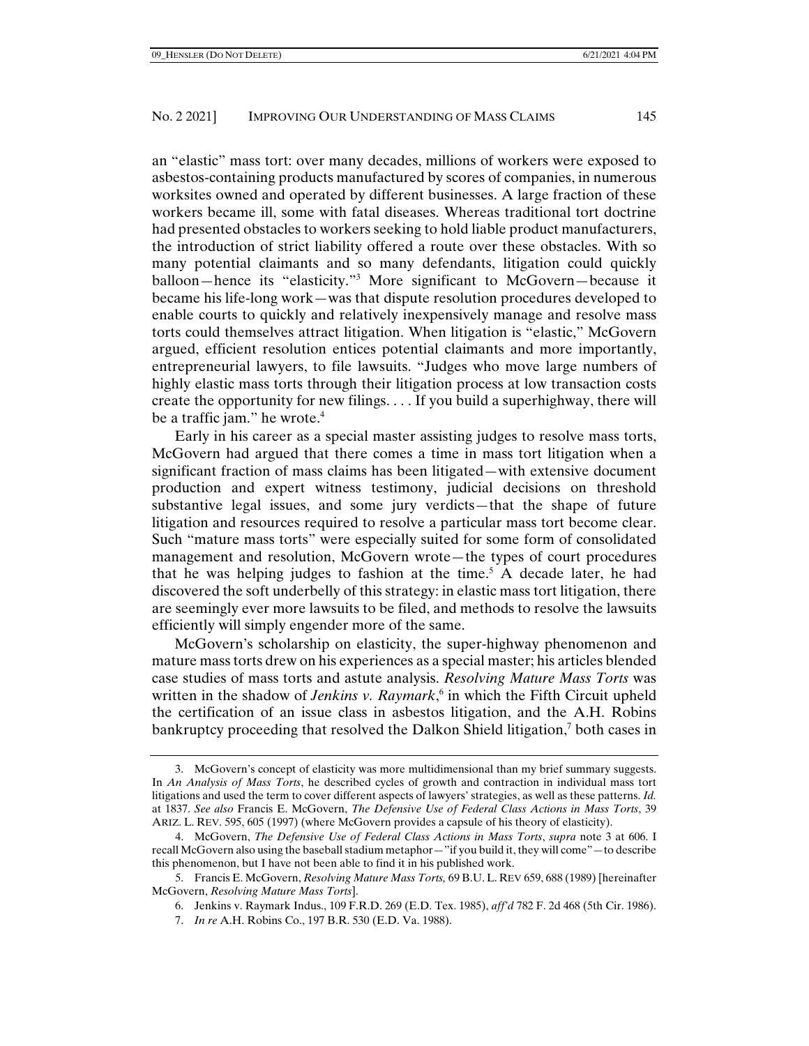an "elastic" mass tort: over many decades, millions of workers were exposed to asbestos-containing products manufactured by scores of companies, in numerous worksites owned and operated by different businesses. A large fraction of these workers became ill, some with fatal diseases. Whereas traditional tort doctrine had presented obstacles to workers seeking to hold liable product manufacturers, the introduction of strict liability offered a route over these obstacles. With so many potential claimants and so many defendants, litigation could quickly balloon—hence its "elasticity."[3] More significant to McGovern—because it became his life-long work—was that dispute resolution procedures developed to enable courts to quickly and relatively inexpensively manage and resolve mass torts could themselves attract litigation. When litigation is "elastic," McGovern argued, efficient resolution entices potential claimants and more importantly, entrepreneurial lawyers, to file lawsuits. "Judges who move large numbers of highly elastic mass torts through their litigation process at low transaction costs create the opportunity for new filings. . . . If you build a superhighway, there will be a traffic jam." he wrote.[4]

Early in his career as a special master assisting judges to resolve mass torts, McGovern had argued that there comes a time in mass tort litigation when a significant fraction of mass claims has been litigated—with extensive document production and expert witness testimony, judicial decisions on threshold substantive legal issues, and some jury verdicts—that the shape of future litigation and resources required to resolve a particular mass tort become clear. Such "mature mass torts" were especially suited for some form of consolidated management and resolution, McGovern wrote—the types of court procedures that he was helping judges to fashion at the time.[5] A decade later, he had discovered the soft underbelly of this strategy: in elastic mass tort litigation, there are seemingly ever more lawsuits to be filed, and methods to resolve the lawsuits efficiently will simply engender more of the same.

McGovern's scholarship on elasticity, the super-highway phenomenon and mature mass torts drew on his experiences as a special master; his articles blended case studies of mass torts and astute analysis. *Resolving Mature Mass Torts* was written in the shadow of *Jenkins v. Raymark*,[6] in which the Fifth Circuit upheld the certification of an issue class in asbestos litigation, and the A.H. Robins bankruptcy proceeding that resolved the Dalkon Shield litigation,[7] both cases in

---

3. McGovern's concept of elasticity was more multidimensional than my brief summary suggests. In *An Analysis of Mass Torts*, he described cycles of growth and contraction in individual mass tort litigations and used the term to cover different aspects of lawyers' strategies, as well as these patterns. *Id.* at 1837. *See also* Francis E. McGovern, *The Defensive Use of Federal Class Actions in Mass Torts*, 39 ARIZ. L. REV. 595, 605 (1997) (where McGovern provides a capsule of his theory of elasticity).

4. McGovern, *The Defensive Use of Federal Class Actions in Mass Torts*, *supra* note 3 at 606. I recall McGovern also using the baseball stadium metaphor—"if you build it, they will come"—to describe this phenomenon, but I have not been able to find it in his published work.

5. Francis E. McGovern, *Resolving Mature Mass Torts,* 69 B.U. L. REV 659, 688 (1989) [hereinafter McGovern, *Resolving Mature Mass Torts*].

6. Jenkins v. Raymark Indus., 109 F.R.D. 269 (E.D. Tex. 1985), *aff'd* 782 F. 2d 468 (5th Cir. 1986).

7. *In re* A.H. Robins Co., 197 B.R. 530 (E.D. Va. 1988).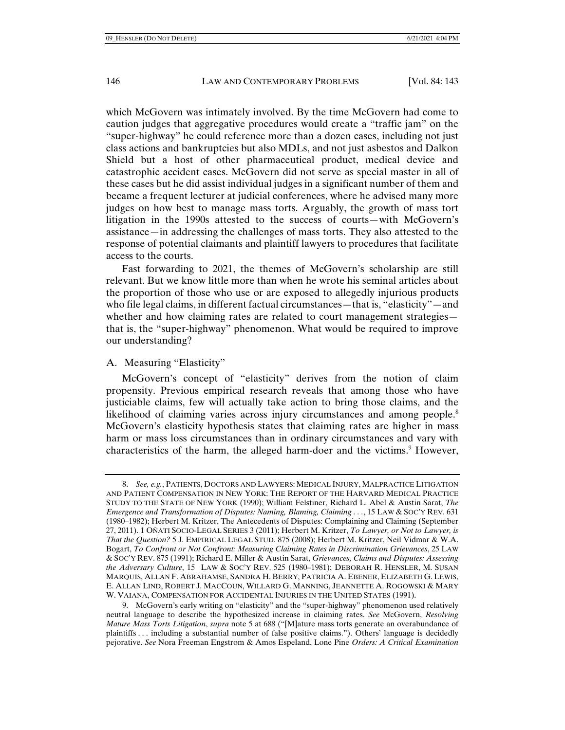which McGovern was intimately involved. By the time McGovern had come to caution judges that aggregative procedures would create a "traffic jam" on the "super-highway" he could reference more than a dozen cases, including not just class actions and bankruptcies but also MDLs, and not just asbestos and Dalkon Shield but a host of other pharmaceutical product, medical device and catastrophic accident cases. McGovern did not serve as special master in all of these cases but he did assist individual judges in a significant number of them and became a frequent lecturer at judicial conferences, where he advised many more judges on how best to manage mass torts. Arguably, the growth of mass tort litigation in the 1990s attested to the success of courts—with McGovern's assistance—in addressing the challenges of mass torts. They also attested to the response of potential claimants and plaintiff lawyers to procedures that facilitate access to the courts.

Fast forwarding to 2021, the themes of McGovern's scholarship are still relevant. But we know little more than when he wrote his seminal articles about the proportion of those who use or are exposed to allegedly injurious products who file legal claims, in different factual circumstances—that is, "elasticity"—and whether and how claiming rates are related to court management strategies—that is, the "super-highway" phenomenon. What would be required to improve our understanding?

## A. Measuring "Elasticity"

McGovern's concept of "elasticity" derives from the notion of claim propensity. Previous empirical research reveals that among those who have justiciable claims, few will actually take action to bring those claims, and the likelihood of claiming varies across injury circumstances and among people.[8] McGovern's elasticity hypothesis states that claiming rates are higher in mass harm or mass loss circumstances than in ordinary circumstances and vary with characteristics of the harm, the alleged harm-doer and the victims.[9] However,

---

8. *See, e.g.*, PATIENTS, DOCTORS AND LAWYERS: MEDICAL INJURY, MALPRACTICE LITIGATION AND PATIENT COMPENSATION IN NEW YORK: THE REPORT OF THE HARVARD MEDICAL PRACTICE STUDY TO THE STATE OF NEW YORK (1990); William Felstiner, Richard L. Abel & Austin Sarat, *The Emergence and Transformation of Disputes: Naming, Blaming, Claiming . . .*, 15 LAW & SOC'Y REV. 631 (1980–1982); Herbert M. Kritzer, The Antecedents of Disputes: Complaining and Claiming (September 27, 2011). 1 OÑATI SOCIO-LEGAL SERIES 3 (2011); Herbert M. Kritzer, *To Lawyer, or Not to Lawyer, is That the Question?* 5 J. EMPIRICAL LEGAL STUD. 875 (2008); Herbert M. Kritzer, Neil Vidmar & W.A. Bogart, *To Confront or Not Confront: Measuring Claiming Rates in Discrimination Grievances*, 25 LAW & SOC'Y REV. 875 (1991); Richard E. Miller & Austin Sarat, *Grievances, Claims and Disputes: Assessing the Adversary Culture*, 15 LAW & SOC'Y REV. 525 (1980–1981); DEBORAH R. HENSLER, M. SUSAN MARQUIS, ALLAN F. ABRAHAMSE, SANDRA H. BERRY, PATRICIA A. EBENER, ELIZABETH G. LEWIS, E. ALLAN LIND, ROBERT J. MACCOUN, WILLARD G. MANNING, JEANNETTE A. ROGOWSKI & MARY W. VAIANA, COMPENSATION FOR ACCIDENTAL INJURIES IN THE UNITED STATES (1991).

9. McGovern's early writing on "elasticity" and the "super-highway" phenomenon used relatively neutral language to describe the hypothesized increase in claiming rates. *See* McGovern, *Resolving Mature Mass Torts Litigation*, *supra* note 5 at 688 ("[M]ature mass torts generate an overabundance of plaintiffs . . . including a substantial number of false positive claims."). Others' language is decidedly pejorative. *See* Nora Freeman Engstrom & Amos Espeland, Lone Pine *Orders: A Critical Examination*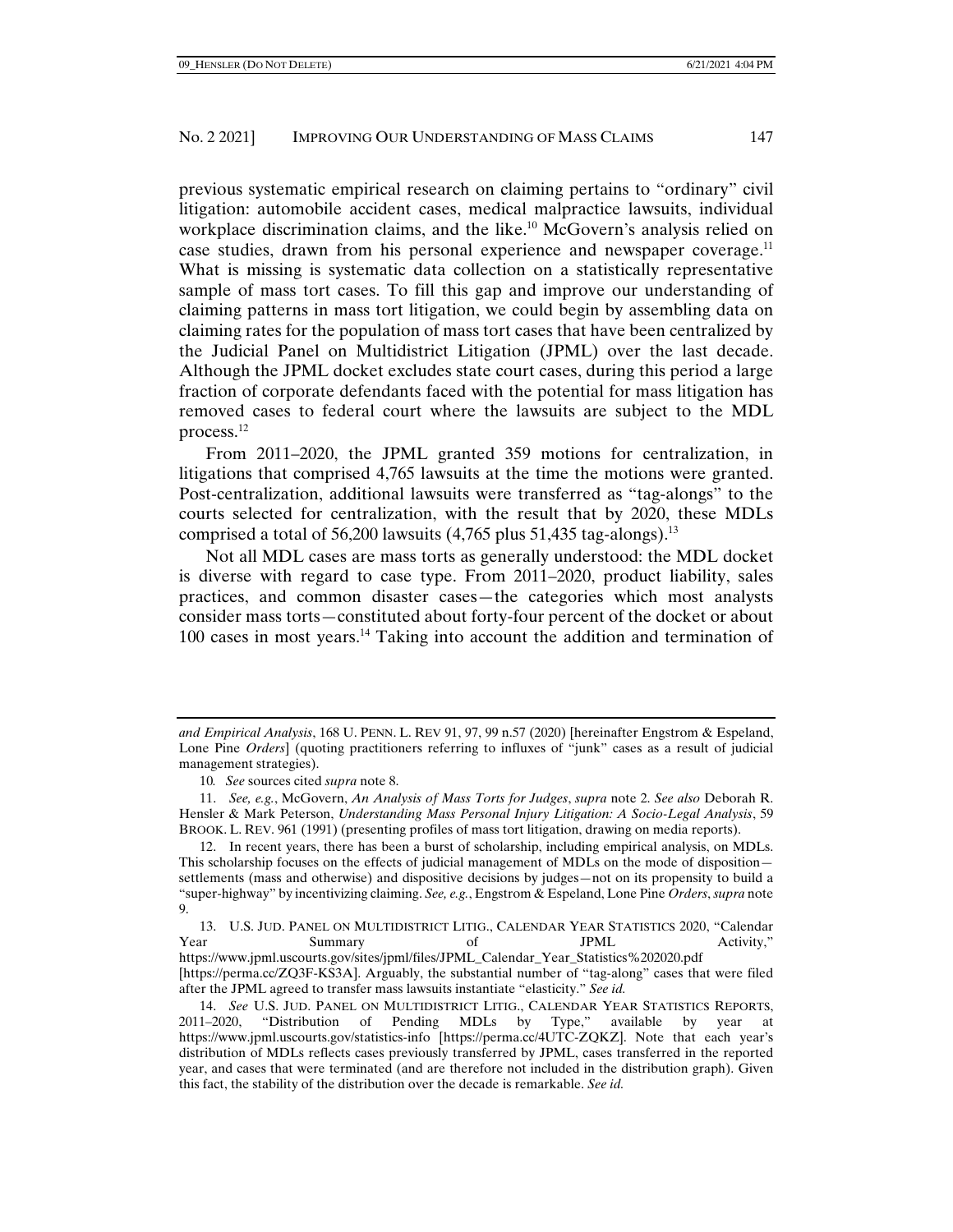previous systematic empirical research on claiming pertains to "ordinary" civil litigation: automobile accident cases, medical malpractice lawsuits, individual workplace discrimination claims, and the like.[10] McGovern's analysis relied on case studies, drawn from his personal experience and newspaper coverage.[11] What is missing is systematic data collection on a statistically representative sample of mass tort cases. To fill this gap and improve our understanding of claiming patterns in mass tort litigation, we could begin by assembling data on claiming rates for the population of mass tort cases that have been centralized by the Judicial Panel on Multidistrict Litigation (JPML) over the last decade. Although the JPML docket excludes state court cases, during this period a large fraction of corporate defendants faced with the potential for mass litigation has removed cases to federal court where the lawsuits are subject to the MDL process.[12]

From 2011–2020, the JPML granted 359 motions for centralization, in litigations that comprised 4,765 lawsuits at the time the motions were granted. Post-centralization, additional lawsuits were transferred as "tag-alongs" to the courts selected for centralization, with the result that by 2020, these MDLs comprised a total of 56,200 lawsuits (4,765 plus 51,435 tag-alongs).[13]

Not all MDL cases are mass torts as generally understood: the MDL docket is diverse with regard to case type. From 2011–2020, product liability, sales practices, and common disaster cases—the categories which most analysts consider mass torts—constituted about forty-four percent of the docket or about 100 cases in most years.[14] Taking into account the addition and termination of

---

*and Empirical Analysis*, 168 U. PENN. L. REV 91, 97, 99 n.57 (2020) [hereinafter Engstrom & Espeland, Lone Pine *Orders*] (quoting practitioners referring to influxes of "junk" cases as a result of judicial management strategies).

10. *See* sources cited *supra* note 8.

11. *See, e.g.*, McGovern, *An Analysis of Mass Torts for Judges*, *supra* note 2. *See also* Deborah R. Hensler & Mark Peterson, *Understanding Mass Personal Injury Litigation: A Socio-Legal Analysis*, 59 BROOK. L. REV. 961 (1991) (presenting profiles of mass tort litigation, drawing on media reports).

12. In recent years, there has been a burst of scholarship, including empirical analysis, on MDLs. This scholarship focuses on the effects of judicial management of MDLs on the mode of disposition—settlements (mass and otherwise) and dispositive decisions by judges—not on its propensity to build a "super-highway" by incentivizing claiming. *See, e.g.*, Engstrom & Espeland, Lone Pine *Orders*, *supra* note 9.

13. U.S. JUD. PANEL ON MULTIDISTRICT LITIG., CALENDAR YEAR STATISTICS 2020, "Calendar Year Summary of JPML Activity," https://www.jpml.uscourts.gov/sites/jpml/files/JPML_Calendar_Year_Statistics%202020.pdf [https://perma.cc/ZQ3F-KS3A]. Arguably, the substantial number of "tag-along" cases that were filed after the JPML agreed to transfer mass lawsuits instantiate "elasticity." *See id.*

14. *See* U.S. JUD. PANEL ON MULTIDISTRICT LITIG., CALENDAR YEAR STATISTICS REPORTS, 2011–2020, "Distribution of Pending MDLs by Type," available by year at https://www.jpml.uscourts.gov/statistics-info [https://perma.cc/4UTC-ZQKZ]. Note that each year's distribution of MDLs reflects cases previously transferred by JPML, cases transferred in the reported year, and cases that were terminated (and are therefore not included in the distribution graph). Given this fact, the stability of the distribution over the decade is remarkable. *See id.*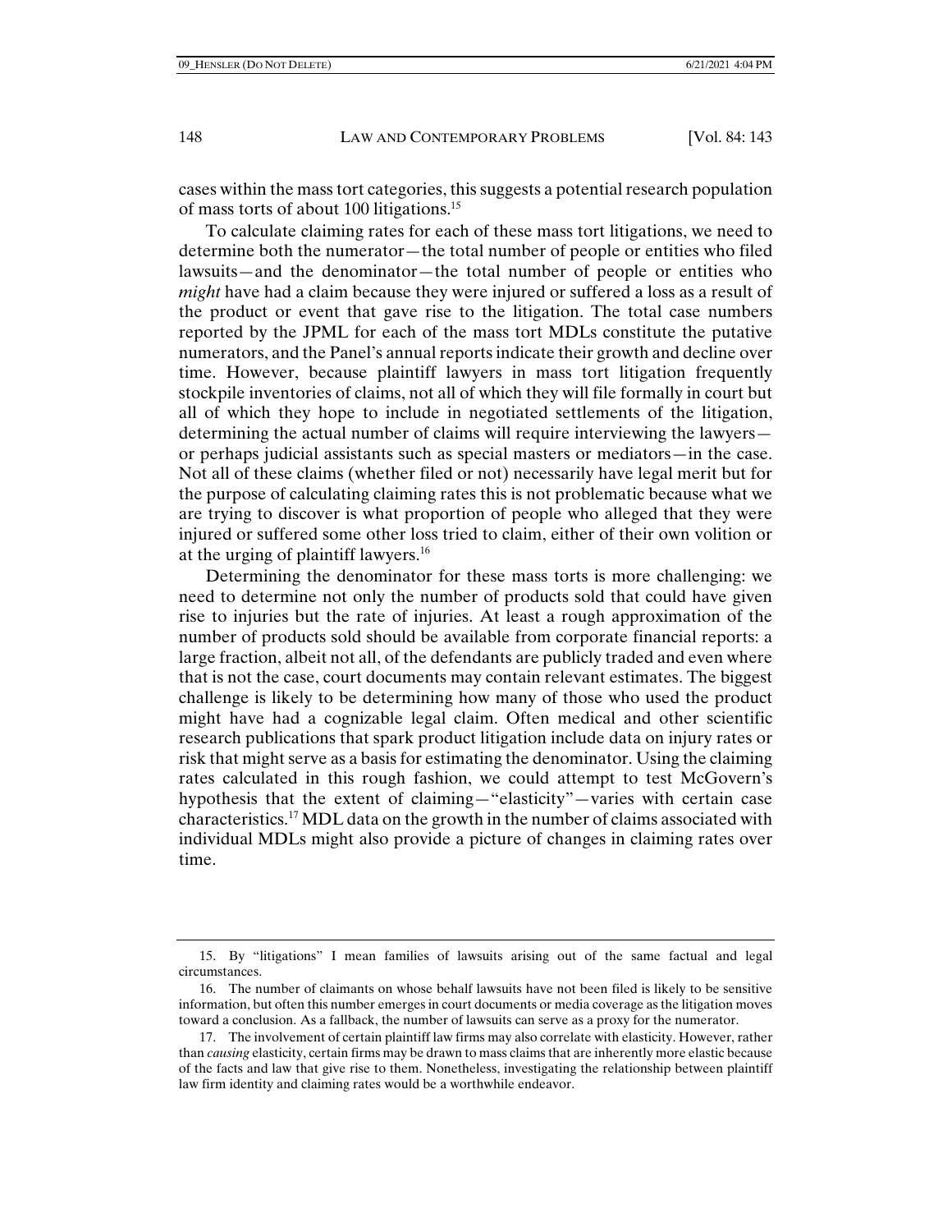cases within the mass tort categories, this suggests a potential research population of mass torts of about 100 litigations.[15]

To calculate claiming rates for each of these mass tort litigations, we need to determine both the numerator—the total number of people or entities who filed lawsuits—and the denominator—the total number of people or entities who *might* have had a claim because they were injured or suffered a loss as a result of the product or event that gave rise to the litigation. The total case numbers reported by the JPML for each of the mass tort MDLs constitute the putative numerators, and the Panel's annual reports indicate their growth and decline over time. However, because plaintiff lawyers in mass tort litigation frequently stockpile inventories of claims, not all of which they will file formally in court but all of which they hope to include in negotiated settlements of the litigation, determining the actual number of claims will require interviewing the lawyers—or perhaps judicial assistants such as special masters or mediators—in the case. Not all of these claims (whether filed or not) necessarily have legal merit but for the purpose of calculating claiming rates this is not problematic because what we are trying to discover is what proportion of people who alleged that they were injured or suffered some other loss tried to claim, either of their own volition or at the urging of plaintiff lawyers.[16]

Determining the denominator for these mass torts is more challenging: we need to determine not only the number of products sold that could have given rise to injuries but the rate of injuries. At least a rough approximation of the number of products sold should be available from corporate financial reports: a large fraction, albeit not all, of the defendants are publicly traded and even where that is not the case, court documents may contain relevant estimates. The biggest challenge is likely to be determining how many of those who used the product might have had a cognizable legal claim. Often medical and other scientific research publications that spark product litigation include data on injury rates or risk that might serve as a basis for estimating the denominator. Using the claiming rates calculated in this rough fashion, we could attempt to test McGovern's hypothesis that the extent of claiming—"elasticity"—varies with certain case characteristics.[17] MDL data on the growth in the number of claims associated with individual MDLs might also provide a picture of changes in claiming rates over time.

---

15. By "litigations" I mean families of lawsuits arising out of the same factual and legal circumstances.

16. The number of claimants on whose behalf lawsuits have not been filed is likely to be sensitive information, but often this number emerges in court documents or media coverage as the litigation moves toward a conclusion. As a fallback, the number of lawsuits can serve as a proxy for the numerator.

17. The involvement of certain plaintiff law firms may also correlate with elasticity. However, rather than *causing* elasticity, certain firms may be drawn to mass claims that are inherently more elastic because of the facts and law that give rise to them. Nonetheless, investigating the relationship between plaintiff law firm identity and claiming rates would be a worthwhile endeavor.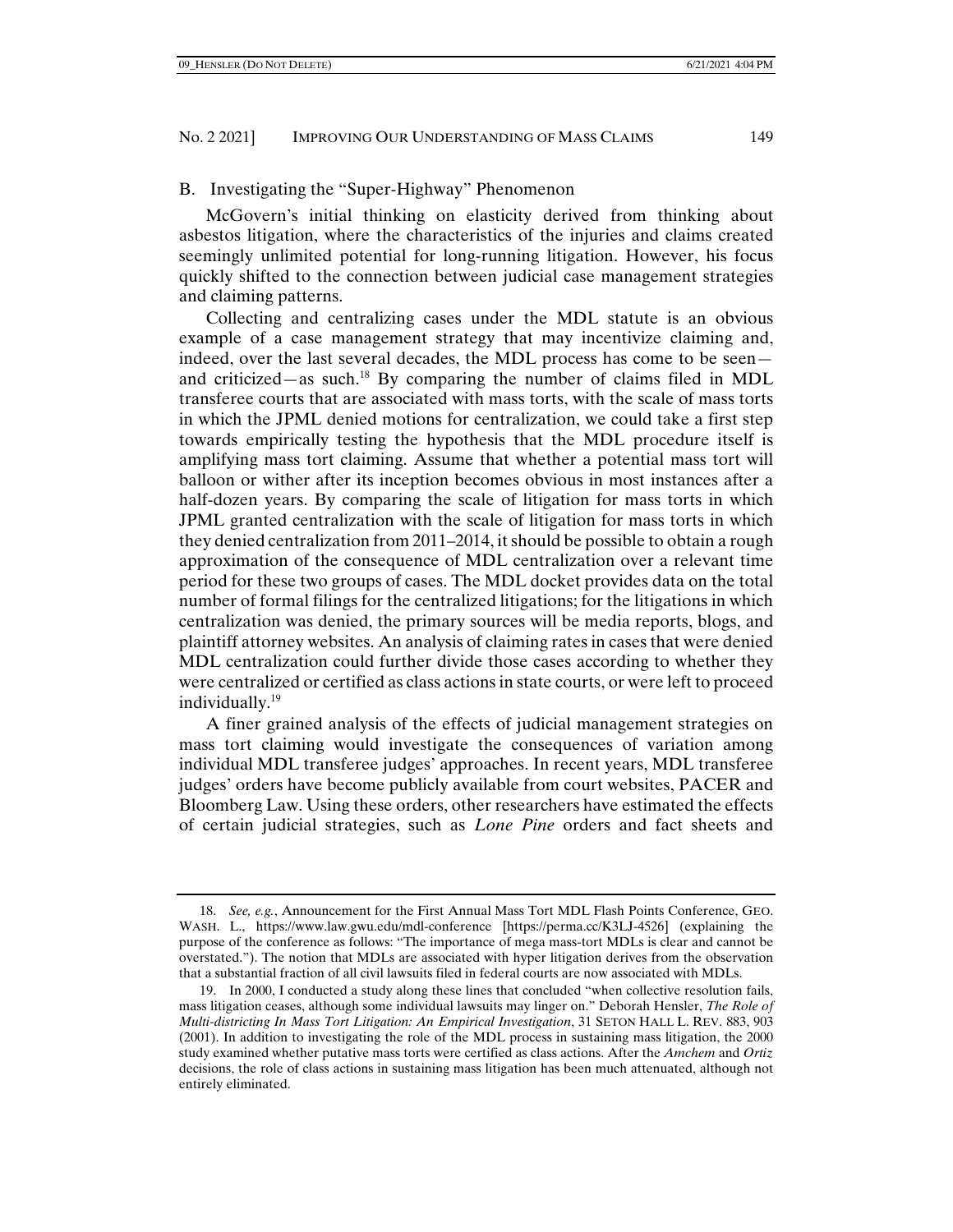### B. Investigating the "Super-Highway" Phenomenon

McGovern's initial thinking on elasticity derived from thinking about asbestos litigation, where the characteristics of the injuries and claims created seemingly unlimited potential for long-running litigation. However, his focus quickly shifted to the connection between judicial case management strategies and claiming patterns.

Collecting and centralizing cases under the MDL statute is an obvious example of a case management strategy that may incentivize claiming and, indeed, over the last several decades, the MDL process has come to be seen—and criticized—as such.[18] By comparing the number of claims filed in MDL transferee courts that are associated with mass torts, with the scale of mass torts in which the JPML denied motions for centralization, we could take a first step towards empirically testing the hypothesis that the MDL procedure itself is amplifying mass tort claiming. Assume that whether a potential mass tort will balloon or wither after its inception becomes obvious in most instances after a half-dozen years. By comparing the scale of litigation for mass torts in which JPML granted centralization with the scale of litigation for mass torts in which they denied centralization from 2011–2014, it should be possible to obtain a rough approximation of the consequence of MDL centralization over a relevant time period for these two groups of cases. The MDL docket provides data on the total number of formal filings for the centralized litigations; for the litigations in which centralization was denied, the primary sources will be media reports, blogs, and plaintiff attorney websites. An analysis of claiming rates in cases that were denied MDL centralization could further divide those cases according to whether they were centralized or certified as class actions in state courts, or were left to proceed individually.[19]

A finer grained analysis of the effects of judicial management strategies on mass tort claiming would investigate the consequences of variation among individual MDL transferee judges' approaches. In recent years, MDL transferee judges' orders have become publicly available from court websites, PACER and Bloomberg Law. Using these orders, other researchers have estimated the effects of certain judicial strategies, such as *Lone Pine* orders and fact sheets and

---

18. *See, e.g.*, Announcement for the First Annual Mass Tort MDL Flash Points Conference, GEO. WASH. L., https://www.law.gwu.edu/mdl-conference [https://perma.cc/K3LJ-4526] (explaining the purpose of the conference as follows: "The importance of mega mass-tort MDLs is clear and cannot be overstated."). The notion that MDLs are associated with hyper litigation derives from the observation that a substantial fraction of all civil lawsuits filed in federal courts are now associated with MDLs.

19. In 2000, I conducted a study along these lines that concluded "when collective resolution fails, mass litigation ceases, although some individual lawsuits may linger on." Deborah Hensler, *The Role of Multi-districting In Mass Tort Litigation: An Empirical Investigation*, 31 SETON HALL L. REV. 883, 903 (2001). In addition to investigating the role of the MDL process in sustaining mass litigation, the 2000 study examined whether putative mass torts were certified as class actions. After the *Amchem* and *Ortiz* decisions, the role of class actions in sustaining mass litigation has been much attenuated, although not entirely eliminated.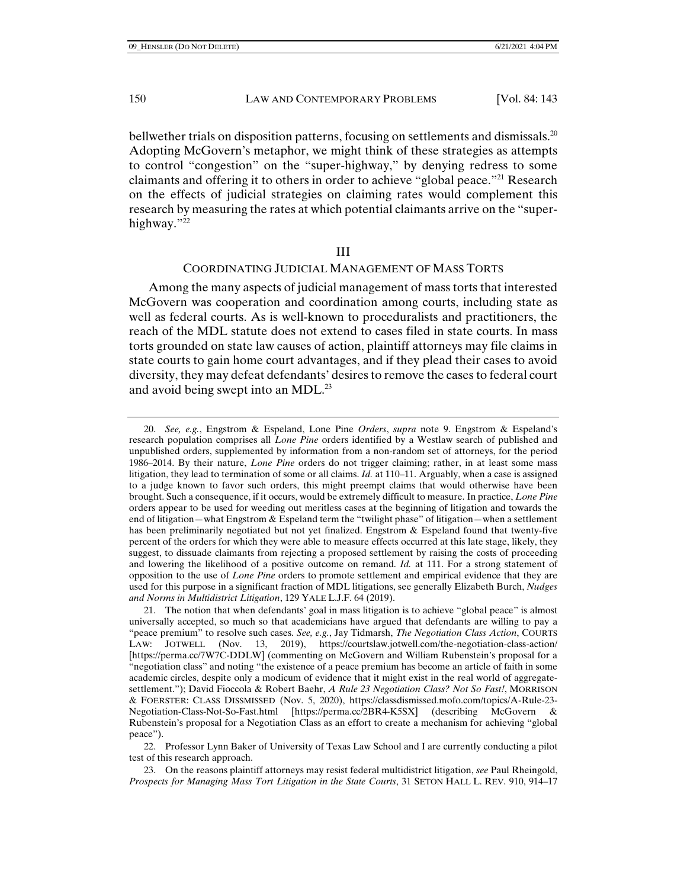bellwether trials on disposition patterns, focusing on settlements and dismissals.[20] Adopting McGovern's metaphor, we might think of these strategies as attempts to control "congestion" on the "super-highway," by denying redress to some claimants and offering it to others in order to achieve "global peace."[21] Research on the effects of judicial strategies on claiming rates would complement this research by measuring the rates at which potential claimants arrive on the "super-highway."[22]

## III

## COORDINATING JUDICIAL MANAGEMENT OF MASS TORTS

Among the many aspects of judicial management of mass torts that interested McGovern was cooperation and coordination among courts, including state as well as federal courts. As is well-known to proceduralists and practitioners, the reach of the MDL statute does not extend to cases filed in state courts. In mass torts grounded on state law causes of action, plaintiff attorneys may file claims in state courts to gain home court advantages, and if they plead their cases to avoid diversity, they may defeat defendants' desires to remove the cases to federal court and avoid being swept into an MDL.[23]

---

20. *See, e.g.*, Engstrom & Espeland, Lone Pine *Orders*, *supra* note 9. Engstrom & Espeland's research population comprises all *Lone Pine* orders identified by a Westlaw search of published and unpublished orders, supplemented by information from a non-random set of attorneys, for the period 1986–2014. By their nature, *Lone Pine* orders do not trigger claiming; rather, in at least some mass litigation, they lead to termination of some or all claims. *Id.* at 110–11. Arguably, when a case is assigned to a judge known to favor such orders, this might preempt claims that would otherwise have been brought. Such a consequence, if it occurs, would be extremely difficult to measure. In practice, *Lone Pine* orders appear to be used for weeding out meritless cases at the beginning of litigation and towards the end of litigation—what Engstrom & Espeland term the "twilight phase" of litigation—when a settlement has been preliminarily negotiated but not yet finalized. Engstrom & Espeland found that twenty-five percent of the orders for which they were able to measure effects occurred at this late stage, likely, they suggest, to dissuade claimants from rejecting a proposed settlement by raising the costs of proceeding and lowering the likelihood of a positive outcome on remand. *Id.* at 111. For a strong statement of opposition to the use of *Lone Pine* orders to promote settlement and empirical evidence that they are used for this purpose in a significant fraction of MDL litigations, see generally Elizabeth Burch, *Nudges and Norms in Multidistrict Litigation*, 129 YALE L.J.F. 64 (2019).

21. The notion that when defendants' goal in mass litigation is to achieve "global peace" is almost universally accepted, so much so that academicians have argued that defendants are willing to pay a "peace premium" to resolve such cases. *See, e.g.*, Jay Tidmarsh, *The Negotiation Class Action*, COURTS LAW: JOTWELL (Nov. 13, 2019), https://courtslaw.jotwell.com/the-negotiation-class-action/ [https://perma.cc/7W7C-DDLW] (commenting on McGovern and William Rubenstein's proposal for a "negotiation class" and noting "the existence of a peace premium has become an article of faith in some academic circles, despite only a modicum of evidence that it might exist in the real world of aggregate-settlement."); David Fioccola & Robert Baehr, *A Rule 23 Negotiation Class? Not So Fast!*, MORRISON & FOERSTER: CLASS DISSMISSED (Nov. 5, 2020), https://classdismissed.mofo.com/topics/A-Rule-23-Negotiation-Class-Not-So-Fast.html [https://perma.cc/2BR4-K5SX] (describing McGovern & Rubenstein's proposal for a Negotiation Class as an effort to create a mechanism for achieving "global peace").

22. Professor Lynn Baker of University of Texas Law School and I are currently conducting a pilot test of this research approach.

23. On the reasons plaintiff attorneys may resist federal multidistrict litigation, *see* Paul Rheingold, *Prospects for Managing Mass Tort Litigation in the State Courts*, 31 SETON HALL L. REV. 910, 914–17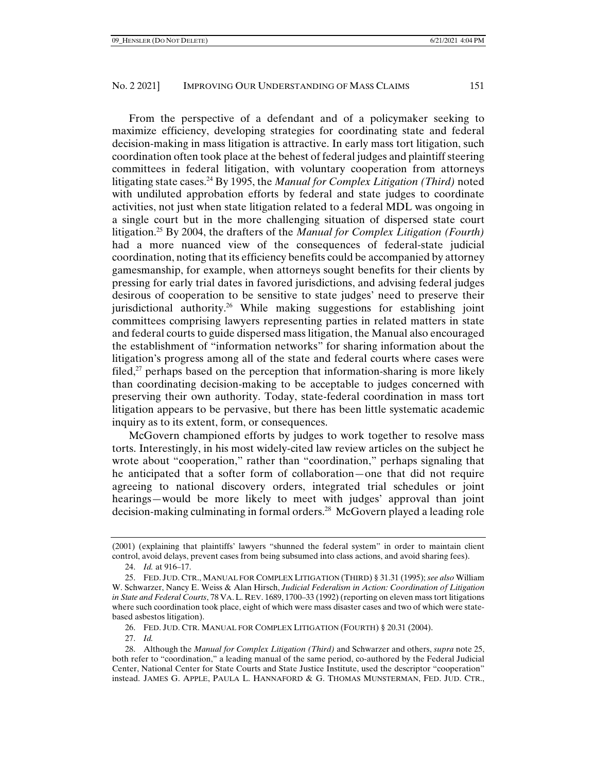From the perspective of a defendant and of a policymaker seeking to maximize efficiency, developing strategies for coordinating state and federal decision-making in mass litigation is attractive. In early mass tort litigation, such coordination often took place at the behest of federal judges and plaintiff steering committees in federal litigation, with voluntary cooperation from attorneys litigating state cases.[24] By 1995, the *Manual for Complex Litigation (Third)* noted with undiluted approbation efforts by federal and state judges to coordinate activities, not just when state litigation related to a federal MDL was ongoing in a single court but in the more challenging situation of dispersed state court litigation.[25] By 2004, the drafters of the *Manual for Complex Litigation (Fourth)* had a more nuanced view of the consequences of federal-state judicial coordination, noting that its efficiency benefits could be accompanied by attorney gamesmanship, for example, when attorneys sought benefits for their clients by pressing for early trial dates in favored jurisdictions, and advising federal judges desirous of cooperation to be sensitive to state judges' need to preserve their jurisdictional authority.[26] While making suggestions for establishing joint committees comprising lawyers representing parties in related matters in state and federal courts to guide dispersed mass litigation, the Manual also encouraged the establishment of "information networks" for sharing information about the litigation's progress among all of the state and federal courts where cases were filed,[27] perhaps based on the perception that information-sharing is more likely than coordinating decision-making to be acceptable to judges concerned with preserving their own authority. Today, state-federal coordination in mass tort litigation appears to be pervasive, but there has been little systematic academic inquiry as to its extent, form, or consequences.

McGovern championed efforts by judges to work together to resolve mass torts. Interestingly, in his most widely-cited law review articles on the subject he wrote about "cooperation," rather than "coordination," perhaps signaling that he anticipated that a softer form of collaboration—one that did not require agreeing to national discovery orders, integrated trial schedules or joint hearings—would be more likely to meet with judges' approval than joint decision-making culminating in formal orders.[28] McGovern played a leading role

---

(2001) (explaining that plaintiffs' lawyers "shunned the federal system" in order to maintain client control, avoid delays, prevent cases from being subsumed into class actions, and avoid sharing fees).

24. *Id.* at 916–17.

25. FED. JUD. CTR., MANUAL FOR COMPLEX LITIGATION (THIRD) § 31.31 (1995); *see also* William W. Schwarzer, Nancy E. Weiss & Alan Hirsch, *Judicial Federalism in Action: Coordination of Litigation in State and Federal Courts*, 78 VA. L. REV. 1689, 1700–33 (1992) (reporting on eleven mass tort litigations where such coordination took place, eight of which were mass disaster cases and two of which were state-based asbestos litigation).

26. FED. JUD. CTR. MANUAL FOR COMPLEX LITIGATION (FOURTH) § 20.31 (2004).

27. *Id.*

28. Although the *Manual for Complex Litigation (Third)* and Schwarzer and others, *supra* note 25, both refer to "coordination," a leading manual of the same period, co-authored by the Federal Judicial Center, National Center for State Courts and State Justice Institute, used the descriptor "cooperation" instead. JAMES G. APPLE, PAULA L. HANNAFORD & G. THOMAS MUNSTERMAN, FED. JUD. CTR.,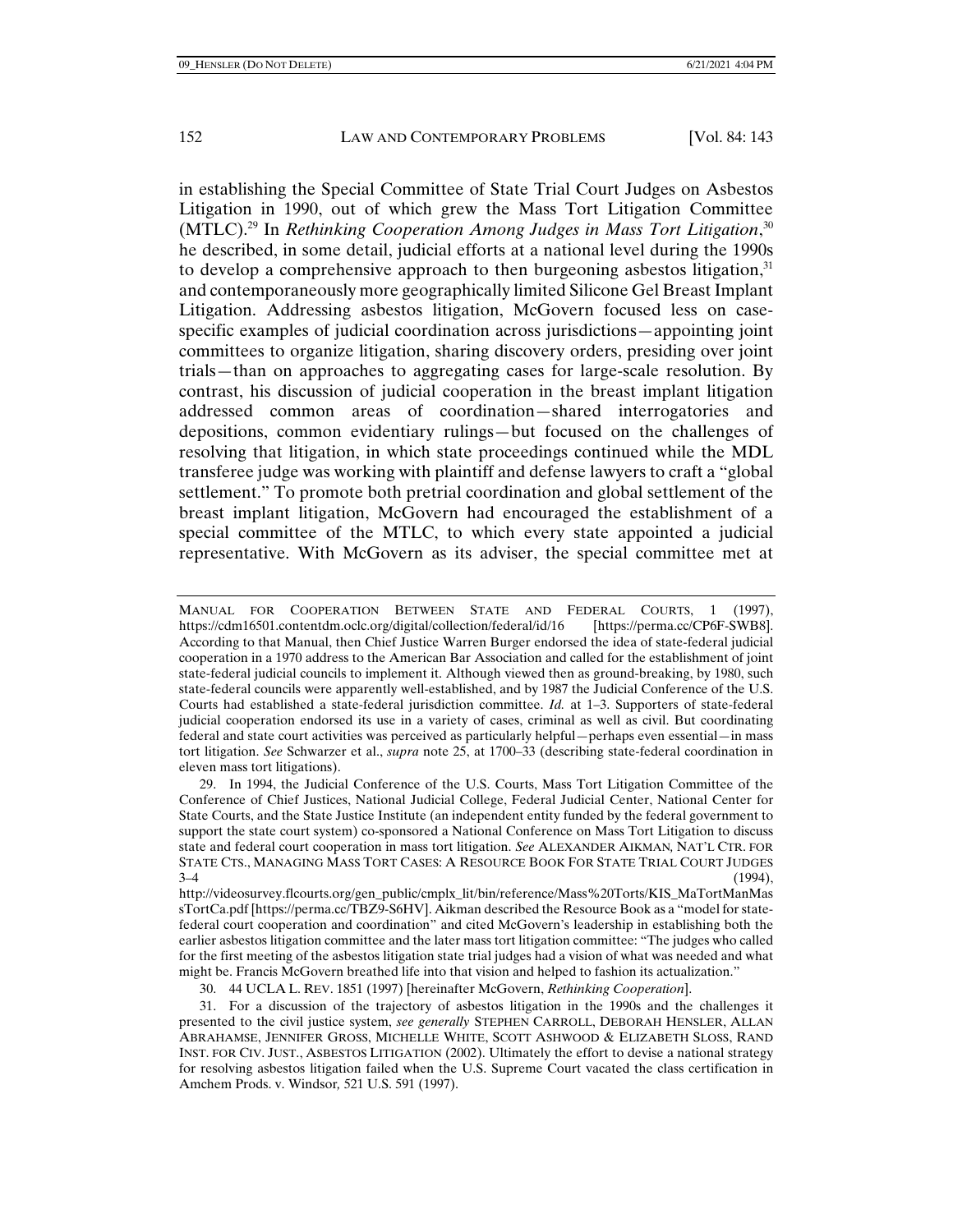in establishing the Special Committee of State Trial Court Judges on Asbestos Litigation in 1990, out of which grew the Mass Tort Litigation Committee (MTLC).[29] In *Rethinking Cooperation Among Judges in Mass Tort Litigation*,[30] he described, in some detail, judicial efforts at a national level during the 1990s to develop a comprehensive approach to then burgeoning asbestos litigation,[31] and contemporaneously more geographically limited Silicone Gel Breast Implant Litigation. Addressing asbestos litigation, McGovern focused less on case-specific examples of judicial coordination across jurisdictions—appointing joint committees to organize litigation, sharing discovery orders, presiding over joint trials—than on approaches to aggregating cases for large-scale resolution. By contrast, his discussion of judicial cooperation in the breast implant litigation addressed common areas of coordination—shared interrogatories and depositions, common evidentiary rulings—but focused on the challenges of resolving that litigation, in which state proceedings continued while the MDL transferee judge was working with plaintiff and defense lawyers to craft a "global settlement." To promote both pretrial coordination and global settlement of the breast implant litigation, McGovern had encouraged the establishment of a special committee of the MTLC, to which every state appointed a judicial representative. With McGovern as its adviser, the special committee met at

---

MANUAL FOR COOPERATION BETWEEN STATE AND FEDERAL COURTS, 1 (1997), https://cdm16501.contentdm.oclc.org/digital/collection/federal/id/16 [https://perma.cc/CP6F-SWB8]. According to that Manual, then Chief Justice Warren Burger endorsed the idea of state-federal judicial cooperation in a 1970 address to the American Bar Association and called for the establishment of joint state-federal judicial councils to implement it. Although viewed then as ground-breaking, by 1980, such state-federal councils were apparently well-established, and by 1987 the Judicial Conference of the U.S. Courts had established a state-federal jurisdiction committee. *Id.* at 1–3. Supporters of state-federal judicial cooperation endorsed its use in a variety of cases, criminal as well as civil. But coordinating federal and state court activities was perceived as particularly helpful—perhaps even essential—in mass tort litigation. *See* Schwarzer et al., *supra* note 25, at 1700–33 (describing state-federal coordination in eleven mass tort litigations).

29. In 1994, the Judicial Conference of the U.S. Courts, Mass Tort Litigation Committee of the Conference of Chief Justices, National Judicial College, Federal Judicial Center, National Center for State Courts, and the State Justice Institute (an independent entity funded by the federal government to support the state court system) co-sponsored a National Conference on Mass Tort Litigation to discuss state and federal court cooperation in mass tort litigation. *See* ALEXANDER AIKMAN, NAT'L CTR. FOR STATE CTS., MANAGING MASS TORT CASES: A RESOURCE BOOK FOR STATE TRIAL COURT JUDGES 3–4 (1994), http://videosurvey.flcourts.org/gen_public/cmplx_lit/bin/reference/Mass%20Torts/KIS_MaTortManMassTortCa.pdf [https://perma.cc/TBZ9-S6HV]. Aikman described the Resource Book as a "model for state-federal court cooperation and coordination" and cited McGovern's leadership in establishing both the earlier asbestos litigation committee and the later mass tort litigation committee: "The judges who called for the first meeting of the asbestos litigation state trial judges had a vision of what was needed and what might be. Francis McGovern breathed life into that vision and helped to fashion its actualization."

30. 44 UCLA L. REV. 1851 (1997) [hereinafter McGovern, *Rethinking Cooperation*].

31. For a discussion of the trajectory of asbestos litigation in the 1990s and the challenges it presented to the civil justice system, *see generally* STEPHEN CARROLL, DEBORAH HENSLER, ALLAN ABRAHAMSE, JENNIFER GROSS, MICHELLE WHITE, SCOTT ASHWOOD & ELIZABETH SLOSS, RAND INST. FOR CIV. JUST., ASBESTOS LITIGATION (2002). Ultimately the effort to devise a national strategy for resolving asbestos litigation failed when the U.S. Supreme Court vacated the class certification in Amchem Prods. v. Windsor*,* 521 U.S. 591 (1997).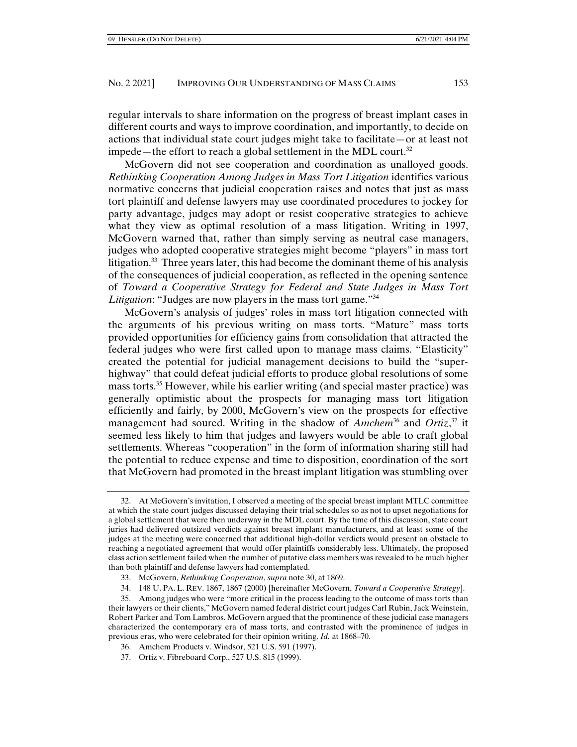regular intervals to share information on the progress of breast implant cases in different courts and ways to improve coordination, and importantly, to decide on actions that individual state court judges might take to facilitate—or at least not impede—the effort to reach a global settlement in the MDL court.[32]

McGovern did not see cooperation and coordination as unalloyed goods. *Rethinking Cooperation Among Judges in Mass Tort Litigation* identifies various normative concerns that judicial cooperation raises and notes that just as mass tort plaintiff and defense lawyers may use coordinated procedures to jockey for party advantage, judges may adopt or resist cooperative strategies to achieve what they view as optimal resolution of a mass litigation. Writing in 1997, McGovern warned that, rather than simply serving as neutral case managers, judges who adopted cooperative strategies might become "players" in mass tort litigation.[33] Three years later, this had become the dominant theme of his analysis of the consequences of judicial cooperation, as reflected in the opening sentence of *Toward a Cooperative Strategy for Federal and State Judges in Mass Tort Litigation*: "Judges are now players in the mass tort game."[34]

McGovern's analysis of judges' roles in mass tort litigation connected with the arguments of his previous writing on mass torts. "Mature" mass torts provided opportunities for efficiency gains from consolidation that attracted the federal judges who were first called upon to manage mass claims. "Elasticity" created the potential for judicial management decisions to build the "super-highway" that could defeat judicial efforts to produce global resolutions of some mass torts.[35] However, while his earlier writing (and special master practice) was generally optimistic about the prospects for managing mass tort litigation efficiently and fairly, by 2000, McGovern's view on the prospects for effective management had soured. Writing in the shadow of *Amchem*[36] and *Ortiz*,[37] it seemed less likely to him that judges and lawyers would be able to craft global settlements. Whereas "cooperation" in the form of information sharing still had the potential to reduce expense and time to disposition, coordination of the sort that McGovern had promoted in the breast implant litigation was stumbling over

---

32. At McGovern's invitation, I observed a meeting of the special breast implant MTLC committee at which the state court judges discussed delaying their trial schedules so as not to upset negotiations for a global settlement that were then underway in the MDL court. By the time of this discussion, state court juries had delivered outsized verdicts against breast implant manufacturers, and at least some of the judges at the meeting were concerned that additional high-dollar verdicts would present an obstacle to reaching a negotiated agreement that would offer plaintiffs considerably less. Ultimately, the proposed class action settlement failed when the number of putative class members was revealed to be much higher than both plaintiff and defense lawyers had contemplated.

33. McGovern, *Rethinking Cooperation*, *supra* note 30, at 1869.

34. 148 U. PA. L. REV. 1867, 1867 (2000) [hereinafter McGovern, *Toward a Cooperative Strategy*].

35. Among judges who were "more critical in the process leading to the outcome of mass torts than their lawyers or their clients," McGovern named federal district court judges Carl Rubin, Jack Weinstein, Robert Parker and Tom Lambros. McGovern argued that the prominence of these judicial case managers characterized the contemporary era of mass torts, and contrasted with the prominence of judges in previous eras, who were celebrated for their opinion writing. *Id.* at 1868–70.

36. Amchem Products v. Windsor, 521 U.S. 591 (1997).

37. Ortiz v. Fibreboard Corp., 527 U.S. 815 (1999).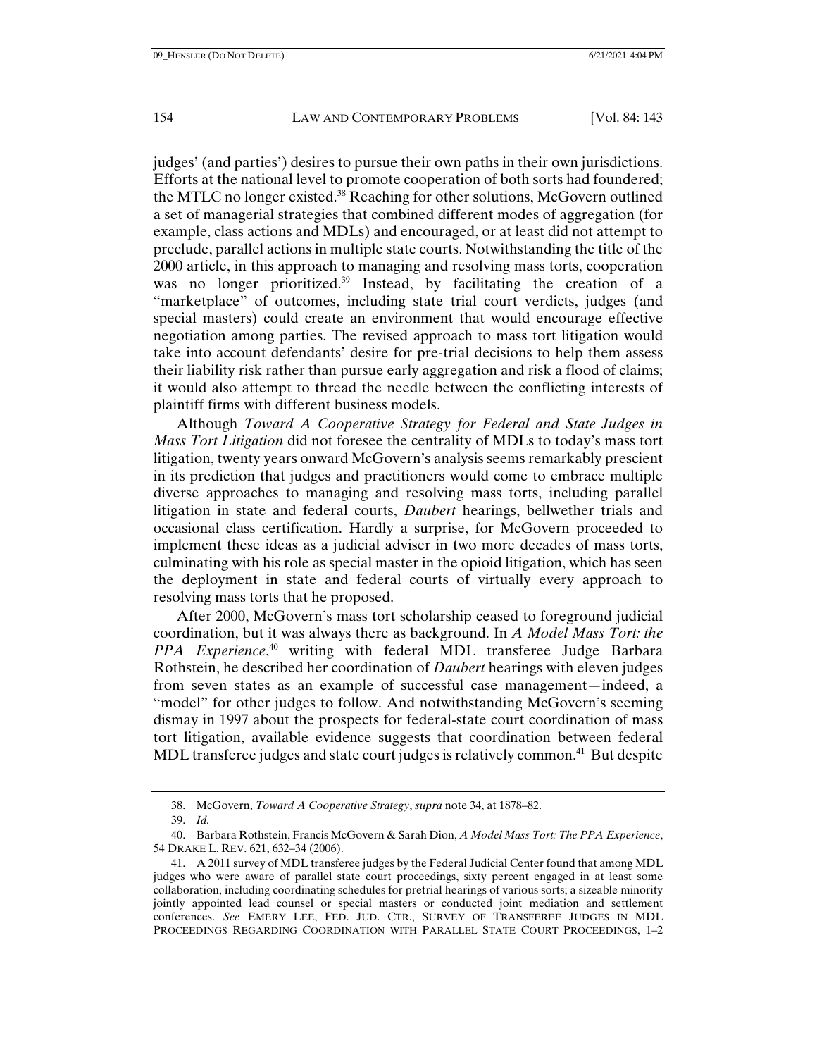judges' (and parties') desires to pursue their own paths in their own jurisdictions. Efforts at the national level to promote cooperation of both sorts had foundered; the MTLC no longer existed.[38] Reaching for other solutions, McGovern outlined a set of managerial strategies that combined different modes of aggregation (for example, class actions and MDLs) and encouraged, or at least did not attempt to preclude, parallel actions in multiple state courts. Notwithstanding the title of the 2000 article, in this approach to managing and resolving mass torts, cooperation was no longer prioritized.[39] Instead, by facilitating the creation of a "marketplace" of outcomes, including state trial court verdicts, judges (and special masters) could create an environment that would encourage effective negotiation among parties. The revised approach to mass tort litigation would take into account defendants' desire for pre-trial decisions to help them assess their liability risk rather than pursue early aggregation and risk a flood of claims; it would also attempt to thread the needle between the conflicting interests of plaintiff firms with different business models.

Although *Toward A Cooperative Strategy for Federal and State Judges in Mass Tort Litigation* did not foresee the centrality of MDLs to today's mass tort litigation, twenty years onward McGovern's analysis seems remarkably prescient in its prediction that judges and practitioners would come to embrace multiple diverse approaches to managing and resolving mass torts, including parallel litigation in state and federal courts, *Daubert* hearings, bellwether trials and occasional class certification. Hardly a surprise, for McGovern proceeded to implement these ideas as a judicial adviser in two more decades of mass torts, culminating with his role as special master in the opioid litigation, which has seen the deployment in state and federal courts of virtually every approach to resolving mass torts that he proposed.

After 2000, McGovern's mass tort scholarship ceased to foreground judicial coordination, but it was always there as background. In *A Model Mass Tort: the PPA Experience*,[40] writing with federal MDL transferee Judge Barbara Rothstein, he described her coordination of *Daubert* hearings with eleven judges from seven states as an example of successful case management—indeed, a "model" for other judges to follow. And notwithstanding McGovern's seeming dismay in 1997 about the prospects for federal-state court coordination of mass tort litigation, available evidence suggests that coordination between federal MDL transferee judges and state court judges is relatively common.[41] But despite

---

38. McGovern, *Toward A Cooperative Strategy*, *supra* note 34, at 1878–82.

39. *Id.*

40. Barbara Rothstein, Francis McGovern & Sarah Dion, *A Model Mass Tort: The PPA Experience*, 54 DRAKE L. REV. 621, 632–34 (2006).

41. A 2011 survey of MDL transferee judges by the Federal Judicial Center found that among MDL judges who were aware of parallel state court proceedings, sixty percent engaged in at least some collaboration, including coordinating schedules for pretrial hearings of various sorts; a sizeable minority jointly appointed lead counsel or special masters or conducted joint mediation and settlement conferences. *See* EMERY LEE, FED. JUD. CTR., SURVEY OF TRANSFEREE JUDGES IN MDL PROCEEDINGS REGARDING COORDINATION WITH PARALLEL STATE COURT PROCEEDINGS, 1–2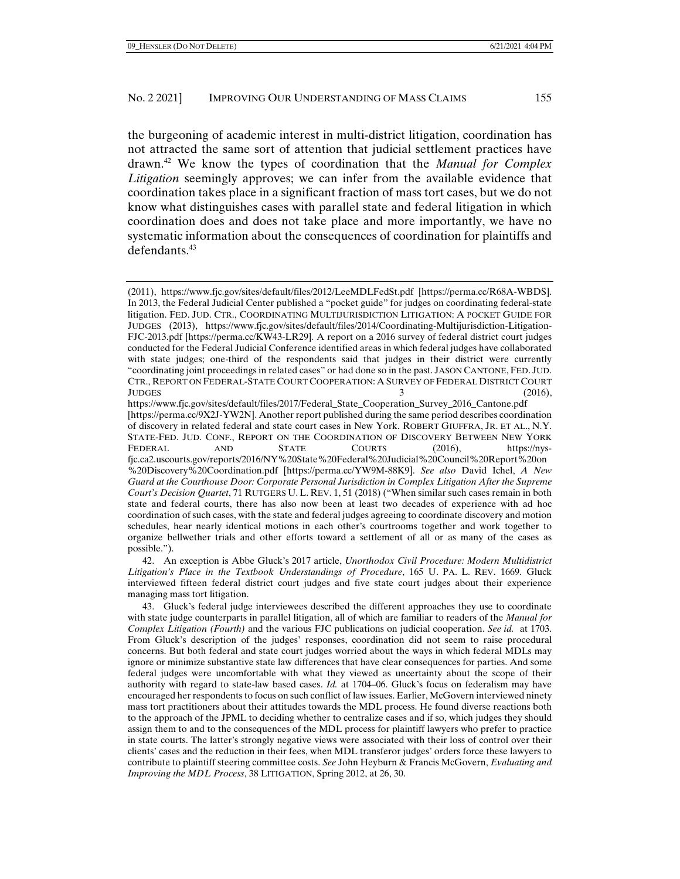the burgeoning of academic interest in multi-district litigation, coordination has not attracted the same sort of attention that judicial settlement practices have drawn.[42] We know the types of coordination that the *Manual for Complex Litigation* seemingly approves; we can infer from the available evidence that coordination takes place in a significant fraction of mass tort cases, but we do not know what distinguishes cases with parallel state and federal litigation in which coordination does and does not take place and more importantly, we have no systematic information about the consequences of coordination for plaintiffs and defendants.[43]

---

(2011), https://www.fjc.gov/sites/default/files/2012/LeeMDLFedSt.pdf [https://perma.cc/R68A-WBDS]. In 2013, the Federal Judicial Center published a "pocket guide" for judges on coordinating federal-state litigation. FED. JUD. CTR., COORDINATING MULTIJURISDICTION LITIGATION: A POCKET GUIDE FOR JUDGES (2013), https://www.fjc.gov/sites/default/files/2014/Coordinating-Multijurisdiction-Litigation-FJC-2013.pdf [https://perma.cc/KW43-LR29]. A report on a 2016 survey of federal district court judges conducted for the Federal Judicial Conference identified areas in which federal judges have collaborated with state judges; one-third of the respondents said that judges in their district were currently "coordinating joint proceedings in related cases" or had done so in the past. JASON CANTONE, FED. JUD. CTR., REPORT ON FEDERAL-STATE COURT COOPERATION: A SURVEY OF FEDERAL DISTRICT COURT JUDGES 3 (2016), https://www.fjc.gov/sites/default/files/2017/Federal_State_Cooperation_Survey_2016_Cantone.pdf [https://perma.cc/9X2J-YW2N]. Another report published during the same period describes coordination of discovery in related federal and state court cases in New York. ROBERT GIUFFRA, JR. ET AL., N.Y. STATE-FED. JUD. CONF., REPORT ON THE COORDINATION OF DISCOVERY BETWEEN NEW YORK FEDERAL AND STATE COURTS (2016), https://nys-fjc.ca2.uscourts.gov/reports/2016/NY%20State%20Federal%20Judicial%20Council%20Report%20on%20Discovery%20Coordination.pdf [https://perma.cc/YW9M-88K9]. *See also* David Ichel, *A New Guard at the Courthouse Door: Corporate Personal Jurisdiction in Complex Litigation After the Supreme Court's Decision Quartet*, 71 RUTGERS U. L. REV. 1, 51 (2018) ("When similar such cases remain in both state and federal courts, there has also now been at least two decades of experience with ad hoc coordination of such cases, with the state and federal judges agreeing to coordinate discovery and motion schedules, hear nearly identical motions in each other's courtrooms together and work together to organize bellwether trials and other efforts toward a settlement of all or as many of the cases as possible.").

42. An exception is Abbe Gluck's 2017 article, *Unorthodox Civil Procedure: Modern Multidistrict Litigation's Place in the Textbook Understandings of Procedure*, 165 U. PA. L. REV. 1669. Gluck interviewed fifteen federal district court judges and five state court judges about their experience managing mass tort litigation.

43. Gluck's federal judge interviewees described the different approaches they use to coordinate with state judge counterparts in parallel litigation, all of which are familiar to readers of the *Manual for Complex Litigation (Fourth)* and the various FJC publications on judicial cooperation. *See id.* at 1703. From Gluck's description of the judges' responses, coordination did not seem to raise procedural concerns. But both federal and state court judges worried about the ways in which federal MDLs may ignore or minimize substantive state law differences that have clear consequences for parties. And some federal judges were uncomfortable with what they viewed as uncertainty about the scope of their authority with regard to state-law based cases. *Id.* at 1704–06. Gluck's focus on federalism may have encouraged her respondents to focus on such conflict of law issues. Earlier, McGovern interviewed ninety mass tort practitioners about their attitudes towards the MDL process. He found diverse reactions both to the approach of the JPML to deciding whether to centralize cases and if so, which judges they should assign them to and to the consequences of the MDL process for plaintiff lawyers who prefer to practice in state courts. The latter's strongly negative views were associated with their loss of control over their clients' cases and the reduction in their fees, when MDL transferor judges' orders force these lawyers to contribute to plaintiff steering committee costs. *See* John Heyburn & Francis McGovern, *Evaluating and Improving the MDL Process*, 38 LITIGATION, Spring 2012, at 26, 30.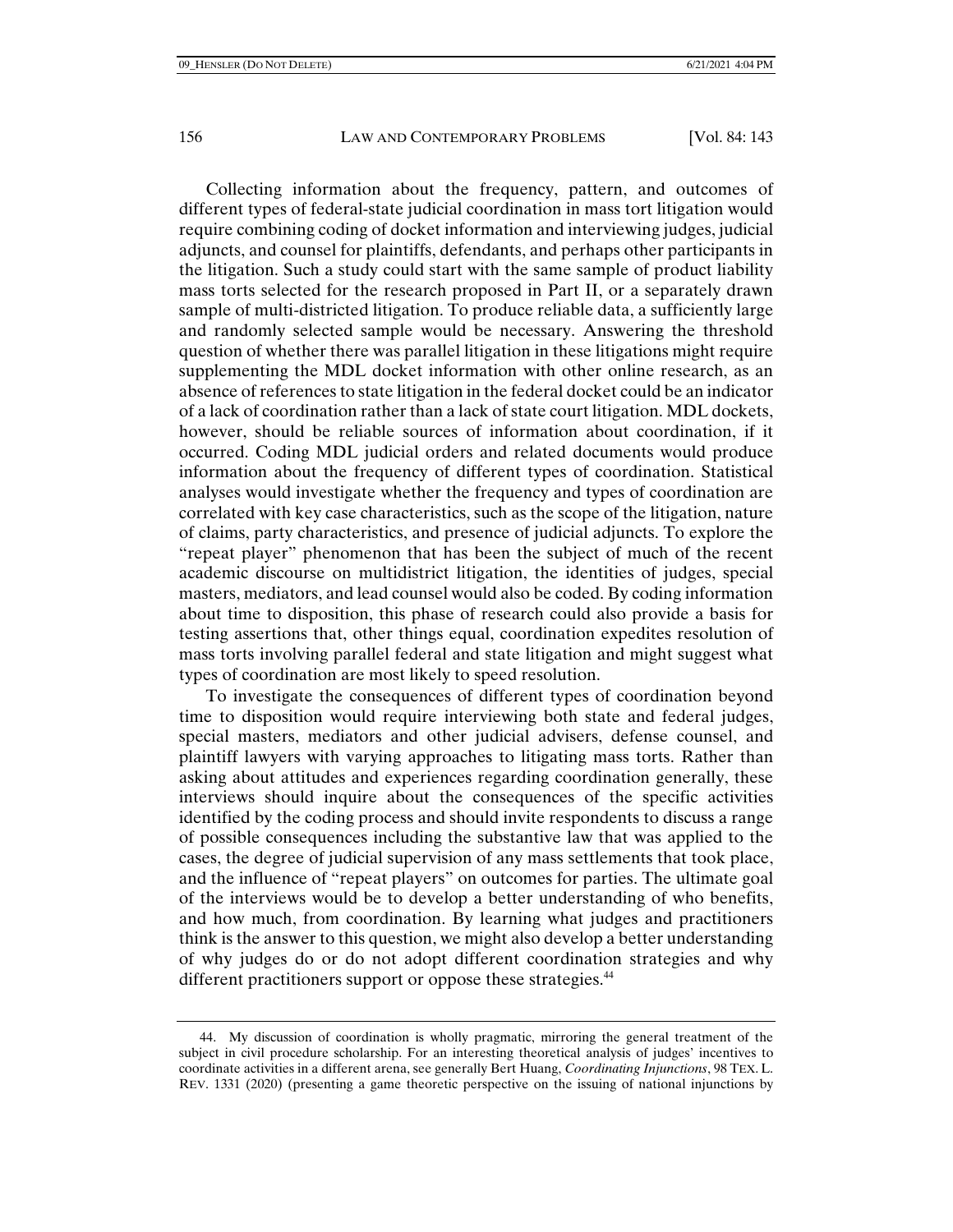Collecting information about the frequency, pattern, and outcomes of different types of federal-state judicial coordination in mass tort litigation would require combining coding of docket information and interviewing judges, judicial adjuncts, and counsel for plaintiffs, defendants, and perhaps other participants in the litigation. Such a study could start with the same sample of product liability mass torts selected for the research proposed in Part II, or a separately drawn sample of multi-districted litigation. To produce reliable data, a sufficiently large and randomly selected sample would be necessary. Answering the threshold question of whether there was parallel litigation in these litigations might require supplementing the MDL docket information with other online research, as an absence of references to state litigation in the federal docket could be an indicator of a lack of coordination rather than a lack of state court litigation. MDL dockets, however, should be reliable sources of information about coordination, if it occurred. Coding MDL judicial orders and related documents would produce information about the frequency of different types of coordination. Statistical analyses would investigate whether the frequency and types of coordination are correlated with key case characteristics, such as the scope of the litigation, nature of claims, party characteristics, and presence of judicial adjuncts. To explore the "repeat player" phenomenon that has been the subject of much of the recent academic discourse on multidistrict litigation, the identities of judges, special masters, mediators, and lead counsel would also be coded. By coding information about time to disposition, this phase of research could also provide a basis for testing assertions that, other things equal, coordination expedites resolution of mass torts involving parallel federal and state litigation and might suggest what types of coordination are most likely to speed resolution.

To investigate the consequences of different types of coordination beyond time to disposition would require interviewing both state and federal judges, special masters, mediators and other judicial advisers, defense counsel, and plaintiff lawyers with varying approaches to litigating mass torts. Rather than asking about attitudes and experiences regarding coordination generally, these interviews should inquire about the consequences of the specific activities identified by the coding process and should invite respondents to discuss a range of possible consequences including the substantive law that was applied to the cases, the degree of judicial supervision of any mass settlements that took place, and the influence of "repeat players" on outcomes for parties. The ultimate goal of the interviews would be to develop a better understanding of who benefits, and how much, from coordination. By learning what judges and practitioners think is the answer to this question, we might also develop a better understanding of why judges do or do not adopt different coordination strategies and why different practitioners support or oppose these strategies.[44]

---

44. My discussion of coordination is wholly pragmatic, mirroring the general treatment of the subject in civil procedure scholarship. For an interesting theoretical analysis of judges' incentives to coordinate activities in a different arena, see generally Bert Huang, *Coordinating Injunctions*, 98 TEX. L. REV. 1331 (2020) (presenting a game theoretic perspective on the issuing of national injunctions by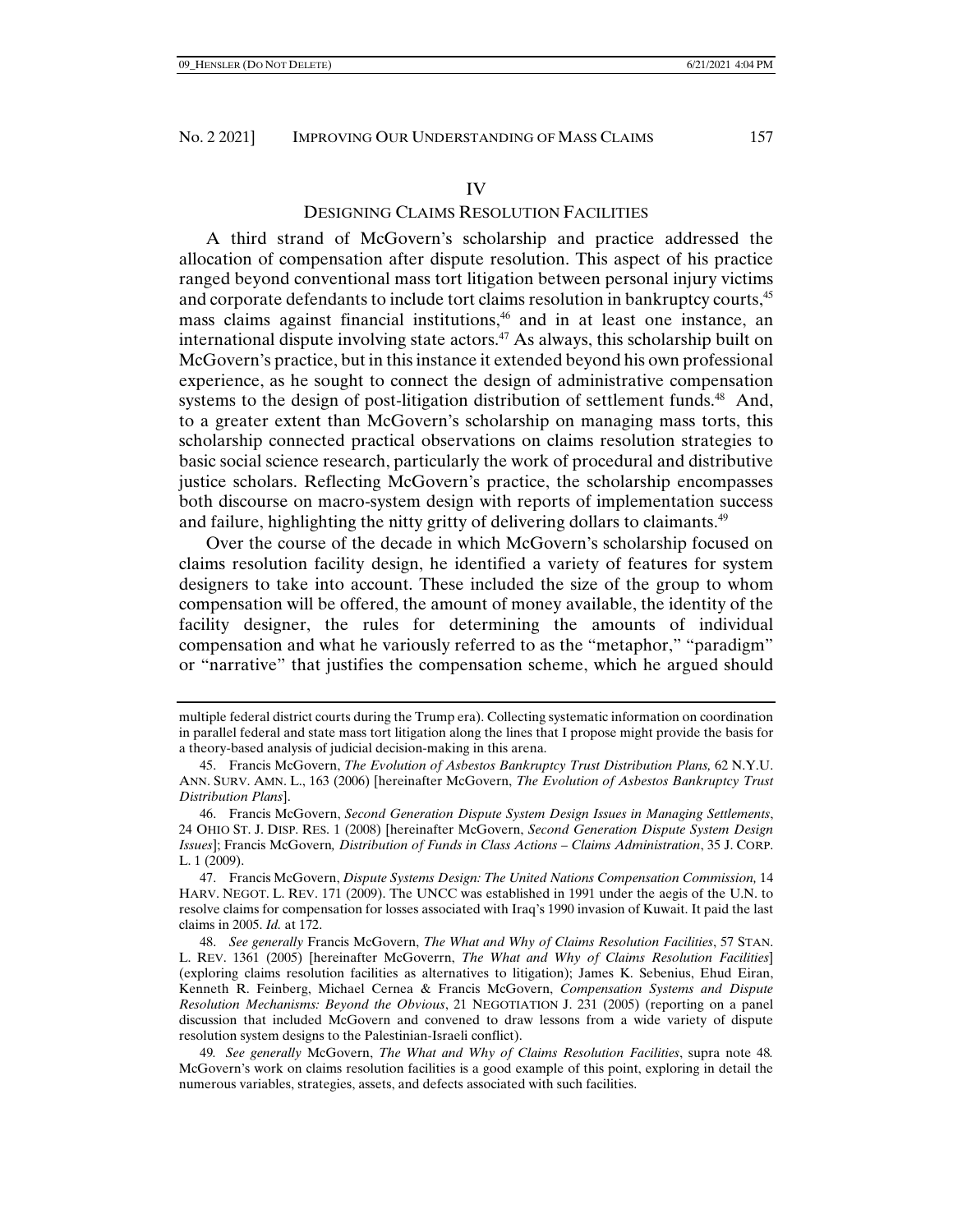## IV

## DESIGNING CLAIMS RESOLUTION FACILITIES

A third strand of McGovern's scholarship and practice addressed the allocation of compensation after dispute resolution. This aspect of his practice ranged beyond conventional mass tort litigation between personal injury victims and corporate defendants to include tort claims resolution in bankruptcy courts,[45] mass claims against financial institutions,[46] and in at least one instance, an international dispute involving state actors.[47] As always, this scholarship built on McGovern's practice, but in this instance it extended beyond his own professional experience, as he sought to connect the design of administrative compensation systems to the design of post-litigation distribution of settlement funds.[48] And, to a greater extent than McGovern's scholarship on managing mass torts, this scholarship connected practical observations on claims resolution strategies to basic social science research, particularly the work of procedural and distributive justice scholars. Reflecting McGovern's practice, the scholarship encompasses both discourse on macro-system design with reports of implementation success and failure, highlighting the nitty gritty of delivering dollars to claimants.[49]

Over the course of the decade in which McGovern's scholarship focused on claims resolution facility design, he identified a variety of features for system designers to take into account. These included the size of the group to whom compensation will be offered, the amount of money available, the identity of the facility designer, the rules for determining the amounts of individual compensation and what he variously referred to as the "metaphor," "paradigm" or "narrative" that justifies the compensation scheme, which he argued should

---

multiple federal district courts during the Trump era). Collecting systematic information on coordination in parallel federal and state mass tort litigation along the lines that I propose might provide the basis for a theory-based analysis of judicial decision-making in this arena.

45. Francis McGovern, *The Evolution of Asbestos Bankruptcy Trust Distribution Plans,* 62 N.Y.U. ANN. SURV. AMN. L., 163 (2006) [hereinafter McGovern, *The Evolution of Asbestos Bankruptcy Trust Distribution Plans*].

46. Francis McGovern, *Second Generation Dispute System Design Issues in Managing Settlements*, 24 OHIO ST. J. DISP. RES. 1 (2008) [hereinafter McGovern, *Second Generation Dispute System Design Issues*]; Francis McGovern*, Distribution of Funds in Class Actions – Claims Administration*, 35 J. CORP. L. 1 (2009).

47. Francis McGovern, *Dispute Systems Design: The United Nations Compensation Commission,* 14 HARV. NEGOT. L. REV. 171 (2009). The UNCC was established in 1991 under the aegis of the U.N. to resolve claims for compensation for losses associated with Iraq's 1990 invasion of Kuwait. It paid the last claims in 2005. *Id.* at 172.

48. *See generally* Francis McGovern, *The What and Why of Claims Resolution Facilities*, 57 STAN. L. REV. 1361 (2005) [hereinafter McGoverrn, *The What and Why of Claims Resolution Facilities*] (exploring claims resolution facilities as alternatives to litigation); James K. Sebenius, Ehud Eiran, Kenneth R. Feinberg, Michael Cernea & Francis McGovern, *Compensation Systems and Dispute Resolution Mechanisms: Beyond the Obvious*, 21 NEGOTIATION J. 231 (2005) (reporting on a panel discussion that included McGovern and convened to draw lessons from a wide variety of dispute resolution system designs to the Palestinian-Israeli conflict).

49*. See generally* McGovern, *The What and Why of Claims Resolution Facilities*, supra note 48*.* McGovern's work on claims resolution facilities is a good example of this point, exploring in detail the numerous variables, strategies, assets, and defects associated with such facilities.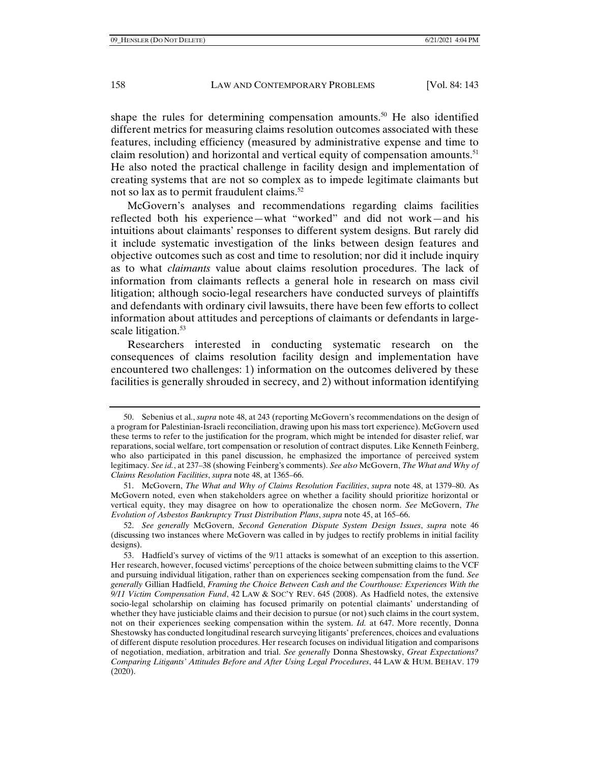shape the rules for determining compensation amounts.[50] He also identified different metrics for measuring claims resolution outcomes associated with these features, including efficiency (measured by administrative expense and time to claim resolution) and horizontal and vertical equity of compensation amounts.[51] He also noted the practical challenge in facility design and implementation of creating systems that are not so complex as to impede legitimate claimants but not so lax as to permit fraudulent claims.[52]

McGovern's analyses and recommendations regarding claims facilities reflected both his experience—what "worked" and did not work—and his intuitions about claimants' responses to different system designs. But rarely did it include systematic investigation of the links between design features and objective outcomes such as cost and time to resolution; nor did it include inquiry as to what *claimants* value about claims resolution procedures. The lack of information from claimants reflects a general hole in research on mass civil litigation; although socio-legal researchers have conducted surveys of plaintiffs and defendants with ordinary civil lawsuits, there have been few efforts to collect information about attitudes and perceptions of claimants or defendants in large-scale litigation.[53]

Researchers interested in conducting systematic research on the consequences of claims resolution facility design and implementation have encountered two challenges: 1) information on the outcomes delivered by these facilities is generally shrouded in secrecy, and 2) without information identifying

---

50. Sebenius et al., *supra* note 48, at 243 (reporting McGovern's recommendations on the design of a program for Palestinian-Israeli reconciliation, drawing upon his mass tort experience). McGovern used these terms to refer to the justification for the program, which might be intended for disaster relief, war reparations, social welfare, tort compensation or resolution of contract disputes. Like Kenneth Feinberg, who also participated in this panel discussion, he emphasized the importance of perceived system legitimacy. *See id.*, at 237–38 (showing Feinberg's comments). *See also* McGovern, *The What and Why of Claims Resolution Facilities*, *supra* note 48, at 1365–66.

51. McGovern, *The What and Why of Claims Resolution Facilities*, *supra* note 48, at 1379–80. As McGovern noted, even when stakeholders agree on whether a facility should prioritize horizontal or vertical equity, they may disagree on how to operationalize the chosen norm. *See* McGovern, *The Evolution of Asbestos Bankruptcy Trust Distribution Plans*, *supra* note 45, at 165–66.

52. *See generally* McGovern, *Second Generation Dispute System Design Issues*, *supra* note 46 (discussing two instances where McGovern was called in by judges to rectify problems in initial facility designs).

53. Hadfield's survey of victims of the 9/11 attacks is somewhat of an exception to this assertion. Her research, however, focused victims' perceptions of the choice between submitting claims to the VCF and pursuing individual litigation, rather than on experiences seeking compensation from the fund. *See generally* Gillian Hadfield, *Framing the Choice Between Cash and the Courthouse: Experiences With the 9/11 Victim Compensation Fund*, 42 LAW & SOC'Y REV. 645 (2008). As Hadfield notes, the extensive socio-legal scholarship on claiming has focused primarily on potential claimants' understanding of whether they have justiciable claims and their decision to pursue (or not) such claims in the court system, not on their experiences seeking compensation within the system. *Id.* at 647. More recently, Donna Shestowsky has conducted longitudinal research surveying litigants' preferences, choices and evaluations of different dispute resolution procedures. Her research focuses on individual litigation and comparisons of negotiation, mediation, arbitration and trial. *See generally* Donna Shestowsky, *Great Expectations? Comparing Litigants' Attitudes Before and After Using Legal Procedures*, 44 LAW & HUM. BEHAV. 179 (2020).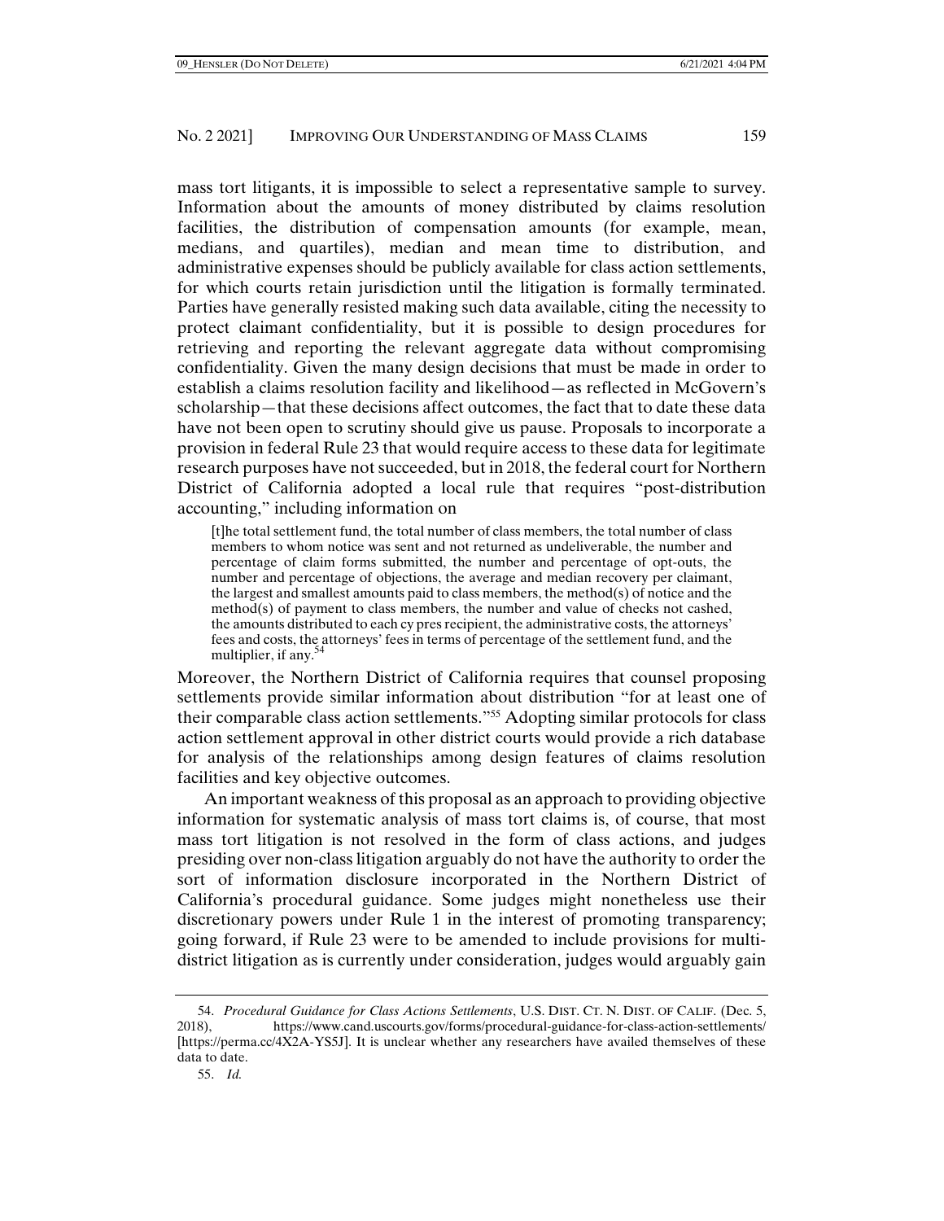mass tort litigants, it is impossible to select a representative sample to survey. Information about the amounts of money distributed by claims resolution facilities, the distribution of compensation amounts (for example, mean, medians, and quartiles), median and mean time to distribution, and administrative expenses should be publicly available for class action settlements, for which courts retain jurisdiction until the litigation is formally terminated. Parties have generally resisted making such data available, citing the necessity to protect claimant confidentiality, but it is possible to design procedures for retrieving and reporting the relevant aggregate data without compromising confidentiality. Given the many design decisions that must be made in order to establish a claims resolution facility and likelihood—as reflected in McGovern's scholarship—that these decisions affect outcomes, the fact that to date these data have not been open to scrutiny should give us pause. Proposals to incorporate a provision in federal Rule 23 that would require access to these data for legitimate research purposes have not succeeded, but in 2018, the federal court for Northern District of California adopted a local rule that requires "post-distribution accounting," including information on

> [t]he total settlement fund, the total number of class members, the total number of class members to whom notice was sent and not returned as undeliverable, the number and percentage of claim forms submitted, the number and percentage of opt-outs, the number and percentage of objections, the average and median recovery per claimant, the largest and smallest amounts paid to class members, the method(s) of notice and the method(s) of payment to class members, the number and value of checks not cashed, the amounts distributed to each cy pres recipient, the administrative costs, the attorneys' fees and costs, the attorneys' fees in terms of percentage of the settlement fund, and the multiplier, if any.[54]

Moreover, the Northern District of California requires that counsel proposing settlements provide similar information about distribution "for at least one of their comparable class action settlements."[55] Adopting similar protocols for class action settlement approval in other district courts would provide a rich database for analysis of the relationships among design features of claims resolution facilities and key objective outcomes.

An important weakness of this proposal as an approach to providing objective information for systematic analysis of mass tort claims is, of course, that most mass tort litigation is not resolved in the form of class actions, and judges presiding over non-class litigation arguably do not have the authority to order the sort of information disclosure incorporated in the Northern District of California's procedural guidance. Some judges might nonetheless use their discretionary powers under Rule 1 in the interest of promoting transparency; going forward, if Rule 23 were to be amended to include provisions for multi-district litigation as is currently under consideration, judges would arguably gain

---

54. *Procedural Guidance for Class Actions Settlements*, U.S. DIST. CT. N. DIST. OF CALIF. (Dec. 5, 2018), https://www.cand.uscourts.gov/forms/procedural-guidance-for-class-action-settlements/ [https://perma.cc/4X2A-YS5J]. It is unclear whether any researchers have availed themselves of these data to date.

55. *Id.*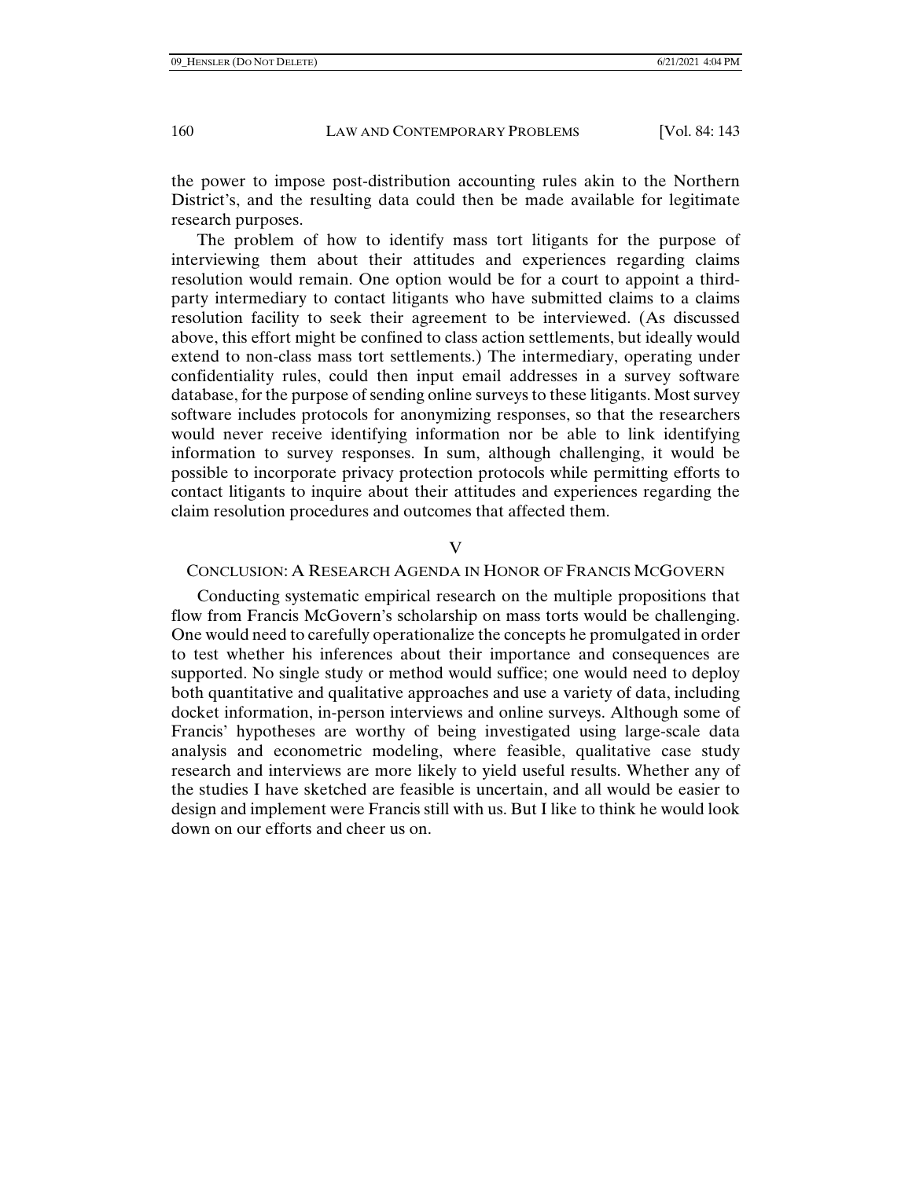the power to impose post-distribution accounting rules akin to the Northern District's, and the resulting data could then be made available for legitimate research purposes.

The problem of how to identify mass tort litigants for the purpose of interviewing them about their attitudes and experiences regarding claims resolution would remain. One option would be for a court to appoint a third-party intermediary to contact litigants who have submitted claims to a claims resolution facility to seek their agreement to be interviewed. (As discussed above, this effort might be confined to class action settlements, but ideally would extend to non-class mass tort settlements.) The intermediary, operating under confidentiality rules, could then input email addresses in a survey software database, for the purpose of sending online surveys to these litigants. Most survey software includes protocols for anonymizing responses, so that the researchers would never receive identifying information nor be able to link identifying information to survey responses. In sum, although challenging, it would be possible to incorporate privacy protection protocols while permitting efforts to contact litigants to inquire about their attitudes and experiences regarding the claim resolution procedures and outcomes that affected them.

## V

## CONCLUSION: A RESEARCH AGENDA IN HONOR OF FRANCIS MCGOVERN

Conducting systematic empirical research on the multiple propositions that flow from Francis McGovern's scholarship on mass torts would be challenging. One would need to carefully operationalize the concepts he promulgated in order to test whether his inferences about their importance and consequences are supported. No single study or method would suffice; one would need to deploy both quantitative and qualitative approaches and use a variety of data, including docket information, in-person interviews and online surveys. Although some of Francis' hypotheses are worthy of being investigated using large-scale data analysis and econometric modeling, where feasible, qualitative case study research and interviews are more likely to yield useful results. Whether any of the studies I have sketched are feasible is uncertain, and all would be easier to design and implement were Francis still with us. But I like to think he would look down on our efforts and cheer us on.